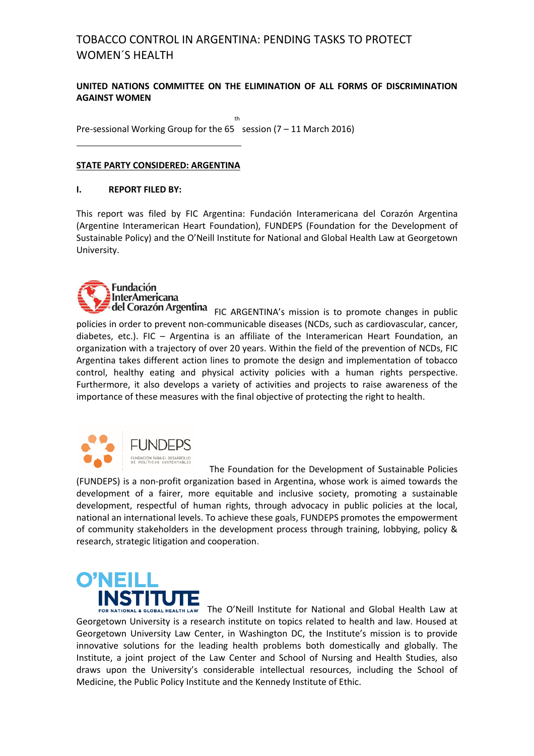# TOBACCO CONTROL IN ARGENTINA: PENDING TASKS TO PROTECT WOMEN´S HEALTH

**UNITED NATIONS COMMITTEE ON THE ELIMINATION OF ALL FORMS OF DISCRIMINATION AGAINST WOMEN**

Pre-sessional Working Group for the 65th session (7 – 11 March 2016)

---

**STATE PARTY CONSIDERED: ARGENTINA**

**I. REPORT FILED BY:**

This report was filed by FIC Argentina: Fundación Interamericana del Corazón Argentina (Argentine Interamerican Heart Foundation), FUNDEPS (Foundation for the Development of Sustainable Policy) and the O'Neill Institute for National and Global Health Law at Georgetown University.

Fundación InterAmericana del Corazón Argentina

FIC ARGENTINA's mission is to promote changes in public policies in order to prevent non-communicable diseases (NCDs, such as cardiovascular, cancer, diabetes, etc.). FIC – Argentina is an affiliate of the Interamerican Heart Foundation, an organization with a trajectory of over 20 years. Within the field of the prevention of NCDs, FIC Argentina takes different action lines to promote the design and implementation of tobacco control, healthy eating and physical activity policies with a human rights perspective. Furthermore, it also develops a variety of activities and projects to raise awareness of the importance of these measures with the final objective of protecting the right to health.

FUNDEPS – Fundación para el Desarrollo de Políticas Sustentables

The Foundation for the Development of Sustainable Policies (FUNDEPS) is a non-profit organization based in Argentina, whose work is aimed towards the development of a fairer, more equitable and inclusive society, promoting a sustainable development, respectful of human rights, through advocacy in public policies at the local, national an international levels. To achieve these goals, FUNDEPS promotes the empowerment of community stakeholders in the development process through training, lobbying, policy & research, strategic litigation and cooperation.

O'NEILL INSTITUTE FOR NATIONAL & GLOBAL HEALTH LAW

The O'Neill Institute for National and Global Health Law at Georgetown University is a research institute on topics related to health and law. Housed at Georgetown University Law Center, in Washington DC, the Institute's mission is to provide innovative solutions for the leading health problems both domestically and globally. The Institute, a joint project of the Law Center and School of Nursing and Health Studies, also draws upon the University's considerable intellectual resources, including the School of Medicine, the Public Policy Institute and the Kennedy Institute of Ethic.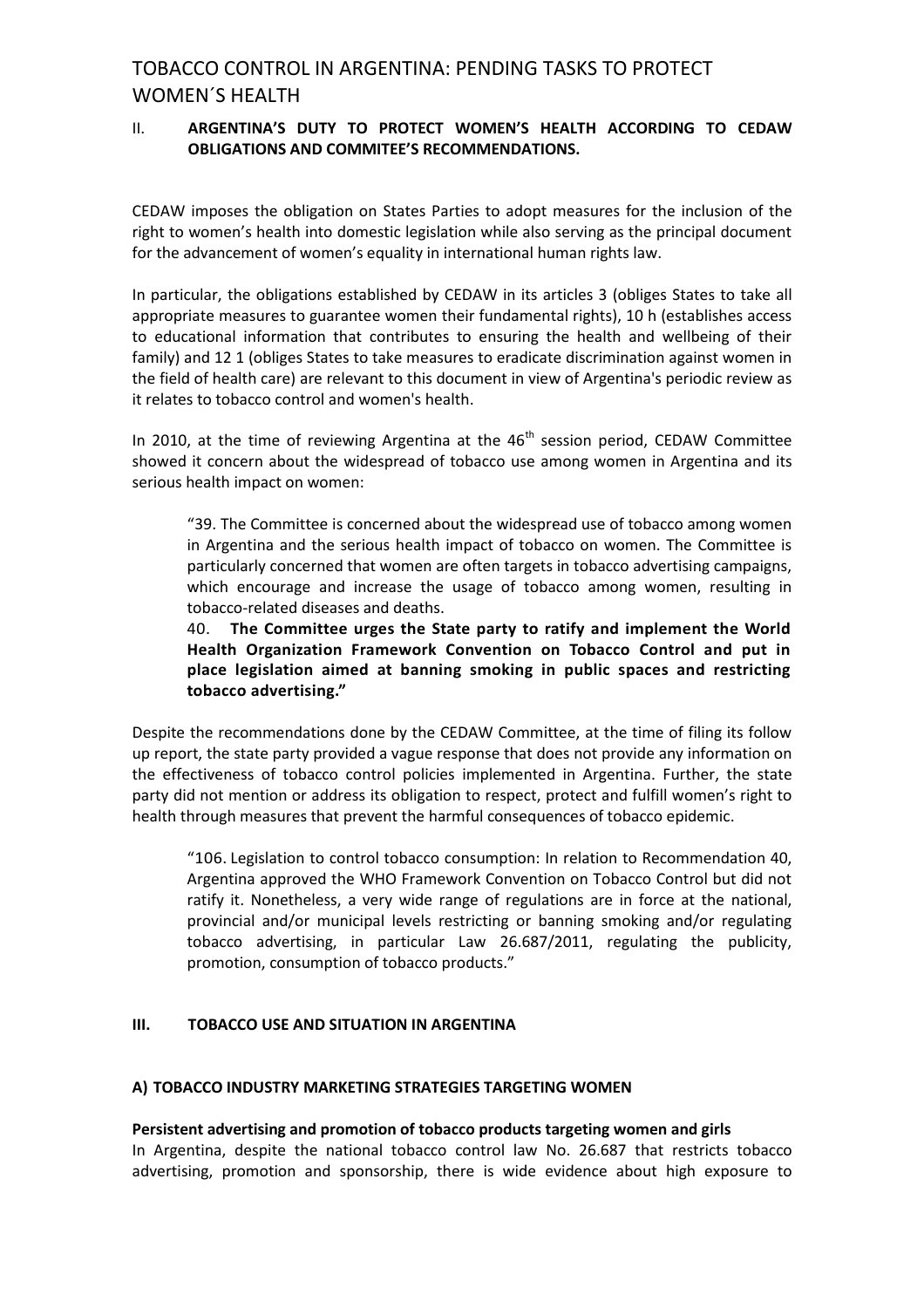## II. ARGENTINA'S DUTY TO PROTECT WOMEN'S HEALTH ACCORDING TO CEDAW OBLIGATIONS AND COMMITEE'S RECOMMENDATIONS.

CEDAW imposes the obligation on States Parties to adopt measures for the inclusion of the right to women's health into domestic legislation while also serving as the principal document for the advancement of women's equality in international human rights law.

In particular, the obligations established by CEDAW in its articles 3 (obliges States to take all appropriate measures to guarantee women their fundamental rights), 10 h (establishes access to educational information that contributes to ensuring the health and wellbeing of their family) and 12 1 (obliges States to take measures to eradicate discrimination against women in the field of health care) are relevant to this document in view of Argentina's periodic review as it relates to tobacco control and women's health.

In 2010, at the time of reviewing Argentina at the 46th session period, CEDAW Committee showed it concern about the widespread of tobacco use among women in Argentina and its serious health impact on women:

> "39. The Committee is concerned about the widespread use of tobacco among women in Argentina and the serious health impact of tobacco on women. The Committee is particularly concerned that women are often targets in tobacco advertising campaigns, which encourage and increase the usage of tobacco among women, resulting in tobacco-related diseases and deaths.
>
> 40. **The Committee urges the State party to ratify and implement the World Health Organization Framework Convention on Tobacco Control and put in place legislation aimed at banning smoking in public spaces and restricting tobacco advertising."**

Despite the recommendations done by the CEDAW Committee, at the time of filing its follow up report, the state party provided a vague response that does not provide any information on the effectiveness of tobacco control policies implemented in Argentina. Further, the state party did not mention or address its obligation to respect, protect and fulfill women's right to health through measures that prevent the harmful consequences of tobacco epidemic.

> "106. Legislation to control tobacco consumption: In relation to Recommendation 40, Argentina approved the WHO Framework Convention on Tobacco Control but did not ratify it. Nonetheless, a very wide range of regulations are in force at the national, provincial and/or municipal levels restricting or banning smoking and/or regulating tobacco advertising, in particular Law 26.687/2011, regulating the publicity, promotion, consumption of tobacco products."

## III. TOBACCO USE AND SITUATION IN ARGENTINA

### A) TOBACCO INDUSTRY MARKETING STRATEGIES TARGETING WOMEN

**Persistent advertising and promotion of tobacco products targeting women and girls**

In Argentina, despite the national tobacco control law No. 26.687 that restricts tobacco advertising, promotion and sponsorship, there is wide evidence about high exposure to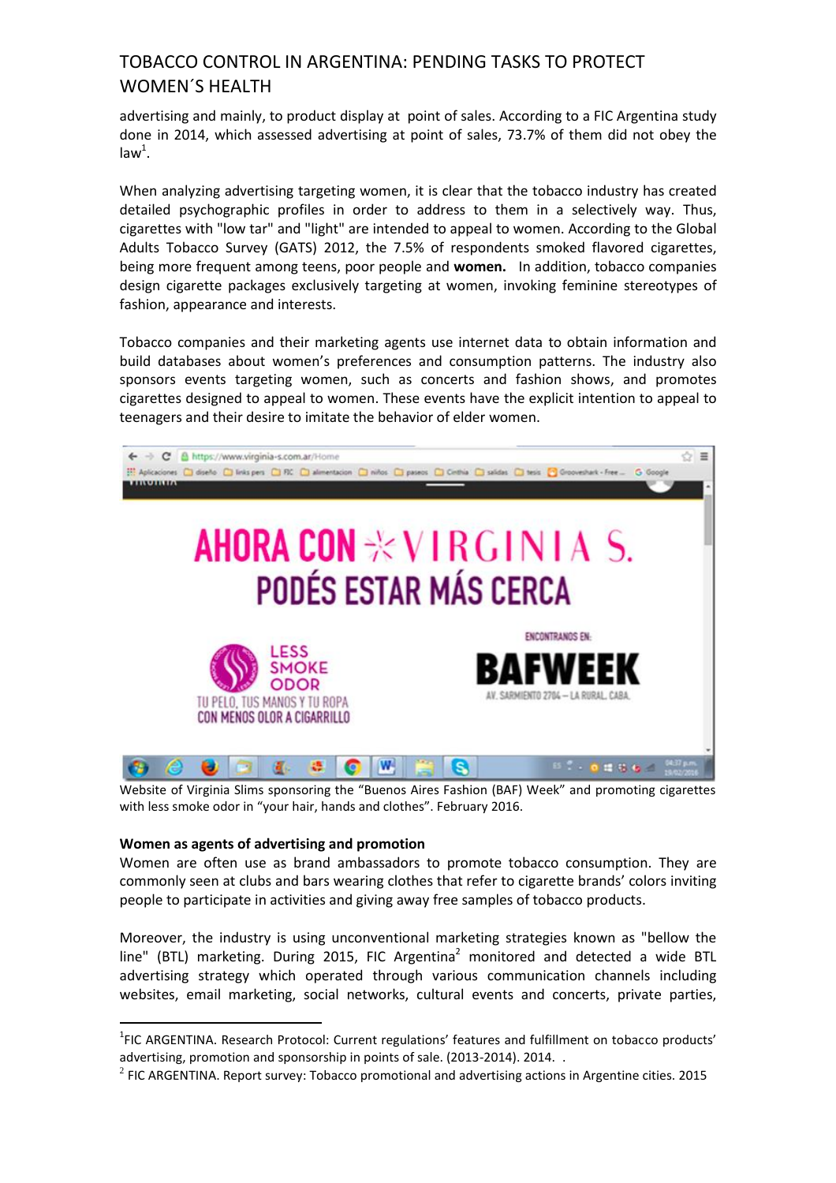advertising and mainly, to product display at point of sales. According to a FIC Argentina study done in 2014, which assessed advertising at point of sales, 73.7% of them did not obey the law[1].

When analyzing advertising targeting women, it is clear that the tobacco industry has created detailed psychographic profiles in order to address to them in a selectively way. Thus, cigarettes with "low tar" and "light" are intended to appeal to women. According to the Global Adults Tobacco Survey (GATS) 2012, the 7.5% of respondents smoked flavored cigarettes, being more frequent among teens, poor people and **women.** In addition, tobacco companies design cigarette packages exclusively targeting at women, invoking feminine stereotypes of fashion, appearance and interests.

Tobacco companies and their marketing agents use internet data to obtain information and build databases about women's preferences and consumption patterns. The industry also sponsors events targeting women, such as concerts and fashion shows, and promotes cigarettes designed to appeal to women. These events have the explicit intention to appeal to teenagers and their desire to imitate the behavior of elder women.

Website of Virginia Slims sponsoring the "Buenos Aires Fashion (BAF) Week" and promoting cigarettes with less smoke odor in "your hair, hands and clothes". February 2016.

**Women as agents of advertising and promotion**

Women are often use as brand ambassadors to promote tobacco consumption. They are commonly seen at clubs and bars wearing clothes that refer to cigarette brands' colors inviting people to participate in activities and giving away free samples of tobacco products.

Moreover, the industry is using unconventional marketing strategies known as "bellow the line" (BTL) marketing. During 2015, FIC Argentina[2] monitored and detected a wide BTL advertising strategy which operated through various communication channels including websites, email marketing, social networks, cultural events and concerts, private parties,

---

[1] FIC ARGENTINA. Research Protocol: Current regulations' features and fulfillment on tobacco products' advertising, promotion and sponsorship in points of sale. (2013-2014). 2014. .

[2] FIC ARGENTINA. Report survey: Tobacco promotional and advertising actions in Argentine cities. 2015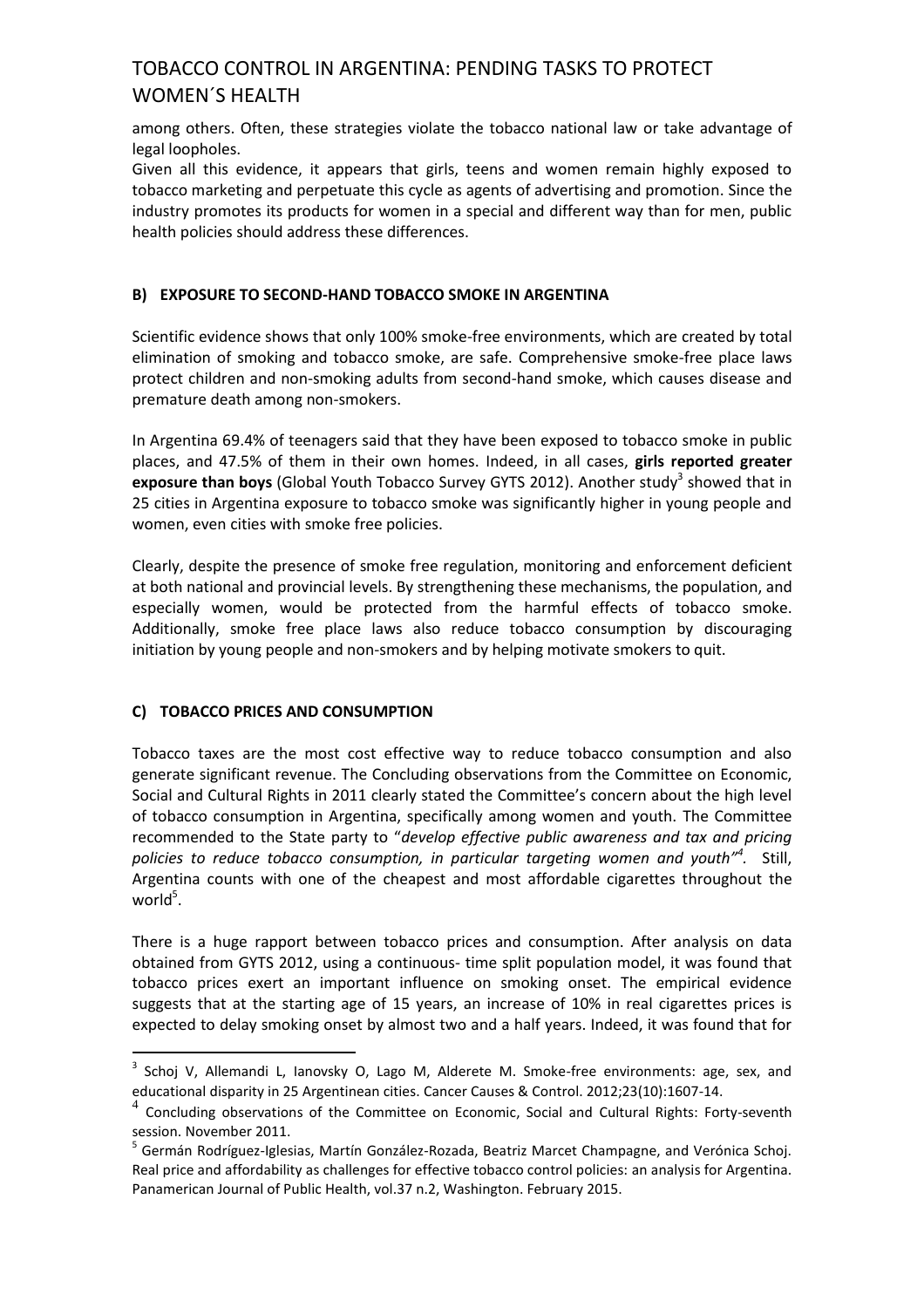among others. Often, these strategies violate the tobacco national law or take advantage of legal loopholes.
Given all this evidence, it appears that girls, teens and women remain highly exposed to tobacco marketing and perpetuate this cycle as agents of advertising and promotion. Since the industry promotes its products for women in a special and different way than for men, public health policies should address these differences.

## B) EXPOSURE TO SECOND-HAND TOBACCO SMOKE IN ARGENTINA

Scientific evidence shows that only 100% smoke-free environments, which are created by total elimination of smoking and tobacco smoke, are safe. Comprehensive smoke-free place laws protect children and non-smoking adults from second-hand smoke, which causes disease and premature death among non-smokers.

In Argentina 69.4% of teenagers said that they have been exposed to tobacco smoke in public places, and 47.5% of them in their own homes. Indeed, in all cases, **girls reported greater exposure than boys** (Global Youth Tobacco Survey GYTS 2012). Another study[3] showed that in 25 cities in Argentina exposure to tobacco smoke was significantly higher in young people and women, even cities with smoke free policies.

Clearly, despite the presence of smoke free regulation, monitoring and enforcement deficient at both national and provincial levels. By strengthening these mechanisms, the population, and especially women, would be protected from the harmful effects of tobacco smoke. Additionally, smoke free place laws also reduce tobacco consumption by discouraging initiation by young people and non-smokers and by helping motivate smokers to quit.

## C) TOBACCO PRICES AND CONSUMPTION

Tobacco taxes are the most cost effective way to reduce tobacco consumption and also generate significant revenue. The Concluding observations from the Committee on Economic, Social and Cultural Rights in 2011 clearly stated the Committee's concern about the high level of tobacco consumption in Argentina, specifically among women and youth. The Committee recommended to the State party to "*develop effective public awareness and tax and pricing policies to reduce tobacco consumption, in particular targeting women and youth*"[4]. Still, Argentina counts with one of the cheapest and most affordable cigarettes throughout the world[5].

There is a huge rapport between tobacco prices and consumption. After analysis on data obtained from GYTS 2012, using a continuous- time split population model, it was found that tobacco prices exert an important influence on smoking onset. The empirical evidence suggests that at the starting age of 15 years, an increase of 10% in real cigarettes prices is expected to delay smoking onset by almost two and a half years. Indeed, it was found that for

---

[3] Schoj V, Allemandi L, Ianovsky O, Lago M, Alderete M. Smoke-free environments: age, sex, and educational disparity in 25 Argentinean cities. Cancer Causes & Control. 2012;23(10):1607-14.

[4] Concluding observations of the Committee on Economic, Social and Cultural Rights: Forty-seventh session. November 2011.

[5] Germán Rodríguez-Iglesias, Martín González-Rozada, Beatriz Marcet Champagne, and Verónica Schoj. Real price and affordability as challenges for effective tobacco control policies: an analysis for Argentina. Panamerican Journal of Public Health, vol.37 n.2, Washington. February 2015.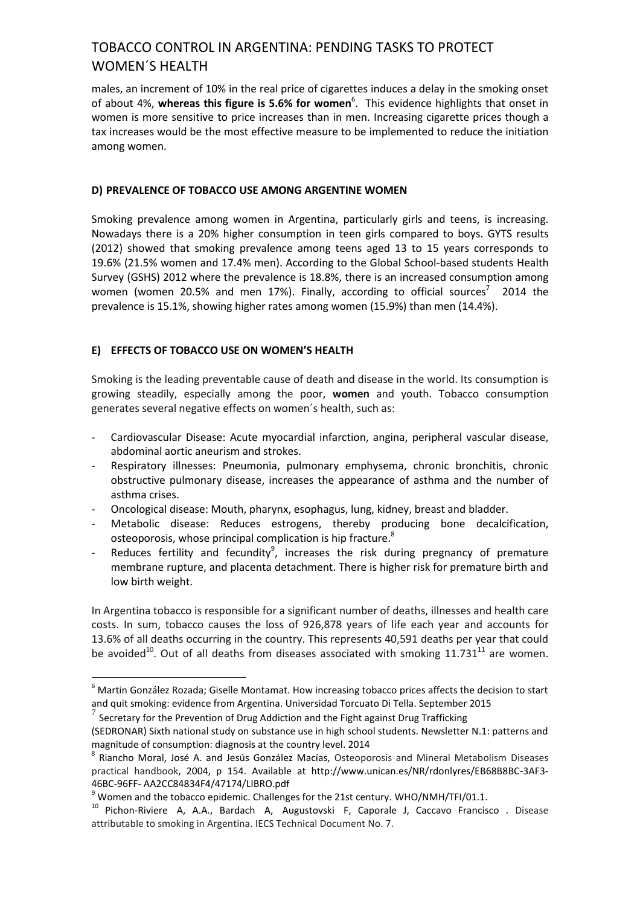males, an increment of 10% in the real price of cigarettes induces a delay in the smoking onset of about 4%, **whereas this figure is 5.6% for women**[6]. This evidence highlights that onset in women is more sensitive to price increases than in men. Increasing cigarette prices though a tax increases would be the most effective measure to be implemented to reduce the initiation among women.

## D) PREVALENCE OF TOBACCO USE AMONG ARGENTINE WOMEN

Smoking prevalence among women in Argentina, particularly girls and teens, is increasing. Nowadays there is a 20% higher consumption in teen girls compared to boys. GYTS results (2012) showed that smoking prevalence among teens aged 13 to 15 years corresponds to 19.6% (21.5% women and 17.4% men). According to the Global School-based students Health Survey (GSHS) 2012 where the prevalence is 18.8%, there is an increased consumption among women (women 20.5% and men 17%). Finally, according to official sources[7] 2014 the prevalence is 15.1%, showing higher rates among women (15.9%) than men (14.4%).

## E) EFFECTS OF TOBACCO USE ON WOMEN'S HEALTH

Smoking is the leading preventable cause of death and disease in the world. Its consumption is growing steadily, especially among the poor, **women** and youth. Tobacco consumption generates several negative effects on women´s health, such as:

- Cardiovascular Disease: Acute myocardial infarction, angina, peripheral vascular disease, abdominal aortic aneurism and strokes.
- Respiratory illnesses: Pneumonia, pulmonary emphysema, chronic bronchitis, chronic obstructive pulmonary disease, increases the appearance of asthma and the number of asthma crises.
- Oncological disease: Mouth, pharynx, esophagus, lung, kidney, breast and bladder.
- Metabolic disease: Reduces estrogens, thereby producing bone decalcification, osteoporosis, whose principal complication is hip fracture.[8]
- Reduces fertility and fecundity[9], increases the risk during pregnancy of premature membrane rupture, and placenta detachment. There is higher risk for premature birth and low birth weight.

In Argentina tobacco is responsible for a significant number of deaths, illnesses and health care costs. In sum, tobacco causes the loss of 926,878 years of life each year and accounts for 13.6% of all deaths occurring in the country. This represents 40,591 deaths per year that could be avoided[10]. Out of all deaths from diseases associated with smoking 11.731[11] are women.

---

[6] Martin González Rozada; Giselle Montamat. How increasing tobacco prices affects the decision to start and quit smoking: evidence from Argentina. Universidad Torcuato Di Tella. September 2015

[7] Secretary for the Prevention of Drug Addiction and the Fight against Drug Trafficking (SEDRONAR) Sixth national study on substance use in high school students. Newsletter N.1: patterns and magnitude of consumption: diagnosis at the country level. 2014

[8] Riancho Moral, José A. and Jesús González Macías, Osteoporosis and Mineral Metabolism Diseases practical handbook, 2004, p 154. Available at http://www.unican.es/NR/rdonlyres/EB68B8BC-3AF3-46BC-96FF- AA2CC84834F4/47174/LIBRO.pdf

[9] Women and the tobacco epidemic. Challenges for the 21st century. WHO/NMH/TFI/01.1.

[10] Pichon-Riviere A, A.A., Bardach A, Augustovski F, Caporale J, Caccavo Francisco . Disease attributable to smoking in Argentina. IECS Technical Document No. 7.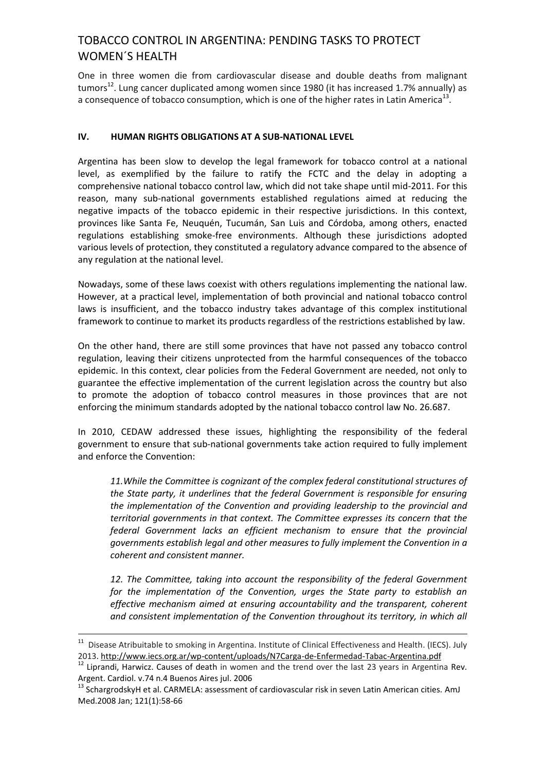One in three women die from cardiovascular disease and double deaths from malignant tumors[12]. Lung cancer duplicated among women since 1980 (it has increased 1.7% annually) as a consequence of tobacco consumption, which is one of the higher rates in Latin America[13].

## IV. HUMAN RIGHTS OBLIGATIONS AT A SUB-NATIONAL LEVEL

Argentina has been slow to develop the legal framework for tobacco control at a national level, as exemplified by the failure to ratify the FCTC and the delay in adopting a comprehensive national tobacco control law, which did not take shape until mid-2011. For this reason, many sub-national governments established regulations aimed at reducing the negative impacts of the tobacco epidemic in their respective jurisdictions. In this context, provinces like Santa Fe, Neuquén, Tucumán, San Luis and Córdoba, among others, enacted regulations establishing smoke-free environments. Although these jurisdictions adopted various levels of protection, they constituted a regulatory advance compared to the absence of any regulation at the national level.

Nowadays, some of these laws coexist with others regulations implementing the national law. However, at a practical level, implementation of both provincial and national tobacco control laws is insufficient, and the tobacco industry takes advantage of this complex institutional framework to continue to market its products regardless of the restrictions established by law.

On the other hand, there are still some provinces that have not passed any tobacco control regulation, leaving their citizens unprotected from the harmful consequences of the tobacco epidemic. In this context, clear policies from the Federal Government are needed, not only to guarantee the effective implementation of the current legislation across the country but also to promote the adoption of tobacco control measures in those provinces that are not enforcing the minimum standards adopted by the national tobacco control law No. 26.687.

In 2010, CEDAW addressed these issues, highlighting the responsibility of the federal government to ensure that sub-national governments take action required to fully implement and enforce the Convention:

> *11.While the Committee is cognizant of the complex federal constitutional structures of the State party, it underlines that the federal Government is responsible for ensuring the implementation of the Convention and providing leadership to the provincial and territorial governments in that context. The Committee expresses its concern that the federal Government lacks an efficient mechanism to ensure that the provincial governments establish legal and other measures to fully implement the Convention in a coherent and consistent manner.*
>
> *12. The Committee, taking into account the responsibility of the federal Government for the implementation of the Convention, urges the State party to establish an effective mechanism aimed at ensuring accountability and the transparent, coherent and consistent implementation of the Convention throughout its territory, in which all*

---

[11] Disease Atribuitable to smoking in Argentina. Institute of Clinical Effectiveness and Health. (IECS). July 2013. http://www.iecs.org.ar/wp-content/uploads/N7Carga-de-Enfermedad-Tabac-Argentina.pdf

[12] Liprandi, Harwicz. Causes of death in women and the trend over the last 23 years in Argentina Rev. Argent. Cardiol. v.74 n.4 Buenos Aires jul. 2006

[13] SchargrodskyH et al. CARMELA: assessment of cardiovascular risk in seven Latin American cities. AmJ Med.2008 Jan; 121(1):58-66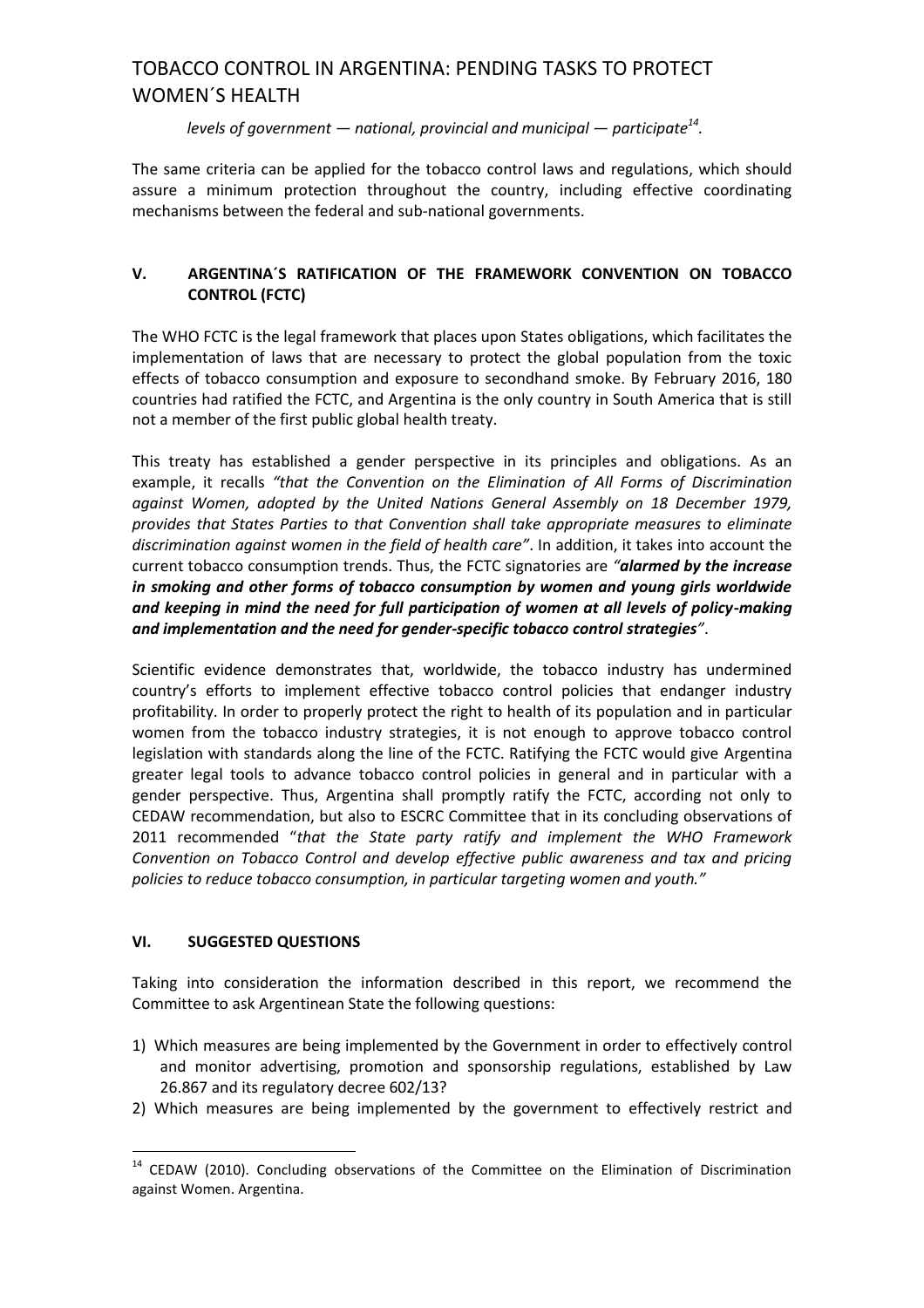*levels of government — national, provincial and municipal — participate*[14]*.*

The same criteria can be applied for the tobacco control laws and regulations, which should assure a minimum protection throughout the country, including effective coordinating mechanisms between the federal and sub-national governments.

## V. ARGENTINA´S RATIFICATION OF THE FRAMEWORK CONVENTION ON TOBACCO CONTROL (FCTC)

The WHO FCTC is the legal framework that places upon States obligations, which facilitates the implementation of laws that are necessary to protect the global population from the toxic effects of tobacco consumption and exposure to secondhand smoke. By February 2016, 180 countries had ratified the FCTC, and Argentina is the only country in South America that is still not a member of the first public global health treaty.

This treaty has established a gender perspective in its principles and obligations. As an example, it recalls *"that the Convention on the Elimination of All Forms of Discrimination against Women, adopted by the United Nations General Assembly on 18 December 1979, provides that States Parties to that Convention shall take appropriate measures to eliminate discrimination against women in the field of health care"*. In addition, it takes into account the current tobacco consumption trends. Thus, the FCTC signatories are *"**alarmed by the increase in smoking and other forms of tobacco consumption by women and young girls worldwide and keeping in mind the need for full participation of women at all levels of policy-making and implementation and the need for gender-specific tobacco control strategies**"*.

Scientific evidence demonstrates that, worldwide, the tobacco industry has undermined country's efforts to implement effective tobacco control policies that endanger industry profitability. In order to properly protect the right to health of its population and in particular women from the tobacco industry strategies, it is not enough to approve tobacco control legislation with standards along the line of the FCTC. Ratifying the FCTC would give Argentina greater legal tools to advance tobacco control policies in general and in particular with a gender perspective. Thus, Argentina shall promptly ratify the FCTC, according not only to CEDAW recommendation, but also to ESCRC Committee that in its concluding observations of 2011 recommended "*that the State party ratify and implement the WHO Framework Convention on Tobacco Control and develop effective public awareness and tax and pricing policies to reduce tobacco consumption, in particular targeting women and youth."*

## VI. SUGGESTED QUESTIONS

Taking into consideration the information described in this report, we recommend the Committee to ask Argentinean State the following questions:

1) Which measures are being implemented by the Government in order to effectively control and monitor advertising, promotion and sponsorship regulations, established by Law 26.867 and its regulatory decree 602/13?
2) Which measures are being implemented by the government to effectively restrict and

---

[14] CEDAW (2010). Concluding observations of the Committee on the Elimination of Discrimination against Women. Argentina.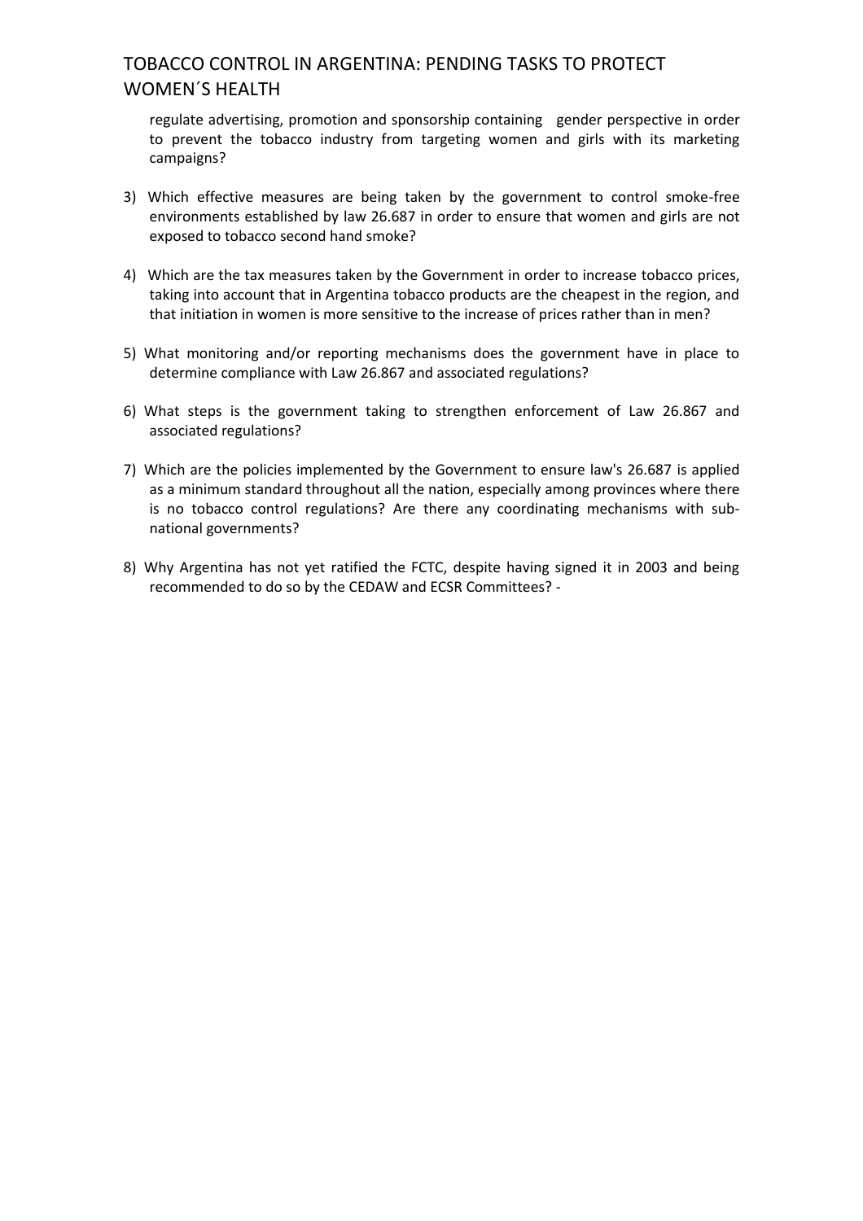regulate advertising, promotion and sponsorship containing gender perspective in order to prevent the tobacco industry from targeting women and girls with its marketing campaigns?

3) Which effective measures are being taken by the government to control smoke-free environments established by law 26.687 in order to ensure that women and girls are not exposed to tobacco second hand smoke?

4) Which are the tax measures taken by the Government in order to increase tobacco prices, taking into account that in Argentina tobacco products are the cheapest in the region, and that initiation in women is more sensitive to the increase of prices rather than in men?

5) What monitoring and/or reporting mechanisms does the government have in place to determine compliance with Law 26.867 and associated regulations?

6) What steps is the government taking to strengthen enforcement of Law 26.867 and associated regulations?

7) Which are the policies implemented by the Government to ensure law's 26.687 is applied as a minimum standard throughout all the nation, especially among provinces where there is no tobacco control regulations? Are there any coordinating mechanisms with sub-national governments?

8) Why Argentina has not yet ratified the FCTC, despite having signed it in 2003 and being recommended to do so by the CEDAW and ECSR Committees? -